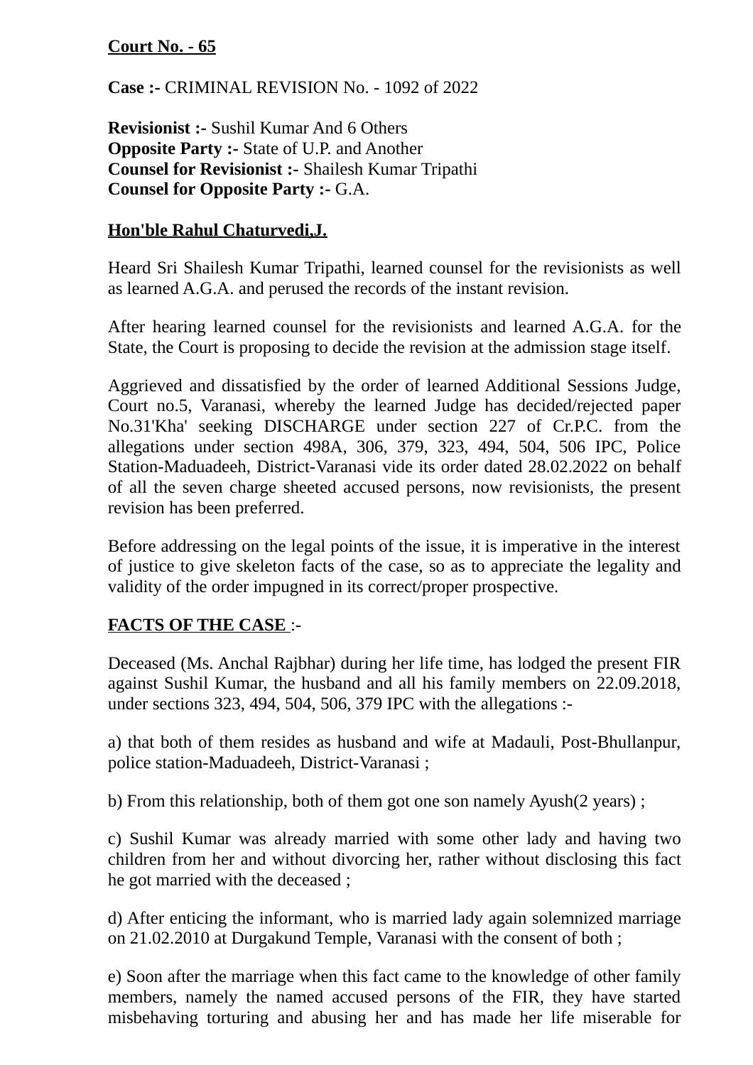**Court No. - 65**

**Case :-** CRIMINAL REVISION No. - 1092 of 2022

**Revisionist :-** Sushil Kumar And 6 Others
**Opposite Party :-** State of U.P. and Another
**Counsel for Revisionist :-** Shailesh Kumar Tripathi
**Counsel for Opposite Party :-** G.A.

**Hon'ble Rahul Chaturvedi,J.**

Heard Sri Shailesh Kumar Tripathi, learned counsel for the revisionists as well as learned A.G.A. and perused the records of the instant revision.

After hearing learned counsel for the revisionists and learned A.G.A. for the State, the Court is proposing to decide the revision at the admission stage itself.

Aggrieved and dissatisfied by the order of learned Additional Sessions Judge, Court no.5, Varanasi, whereby the learned Judge has decided/rejected paper No.31'Kha' seeking DISCHARGE under section 227 of Cr.P.C. from the allegations under section 498A, 306, 379, 323, 494, 504, 506 IPC, Police Station-Maduadeeh, District-Varanasi vide its order dated 28.02.2022 on behalf of all the seven charge sheeted accused persons, now revisionists, the present revision has been preferred.

Before addressing on the legal points of the issue, it is imperative in the interest of justice to give skeleton facts of the case, so as to appreciate the legality and validity of the order impugned in its correct/proper prospective.

**FACTS OF THE CASE** :-

Deceased (Ms. Anchal Rajbhar) during her life time, has lodged the present FIR against Sushil Kumar, the husband and all his family members on 22.09.2018, under sections 323, 494, 504, 506, 379 IPC with the allegations :-

a) that both of them resides as husband and wife at Madauli, Post-Bhullanpur, police station-Maduadeeh, District-Varanasi ;

b) From this relationship, both of them got one son namely Ayush(2 years) ;

c) Sushil Kumar was already married with some other lady and having two children from her and without divorcing her, rather without disclosing this fact he got married with the deceased ;

d) After enticing the informant, who is married lady again solemnized marriage on 21.02.2010 at Durgakund Temple, Varanasi with the consent of both ;

e) Soon after the marriage when this fact came to the knowledge of other family members, namely the named accused persons of the FIR, they have started misbehaving torturing and abusing her and has made her life miserable for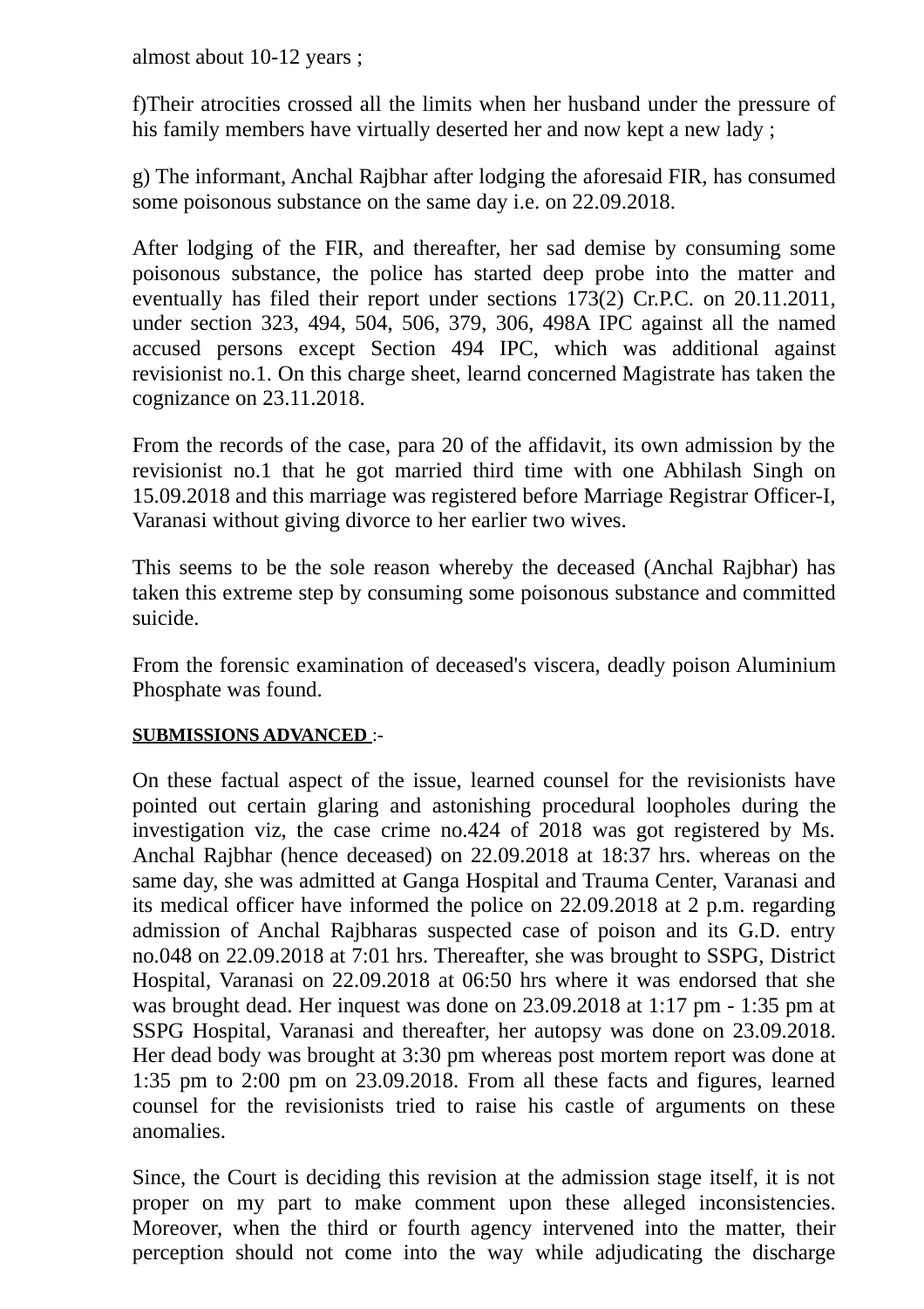almost about 10-12 years ;

f)Their atrocities crossed all the limits when her husband under the pressure of his family members have virtually deserted her and now kept a new lady ;

g) The informant, Anchal Rajbhar after lodging the aforesaid FIR, has consumed some poisonous substance on the same day i.e. on 22.09.2018.

After lodging of the FIR, and thereafter, her sad demise by consuming some poisonous substance, the police has started deep probe into the matter and eventually has filed their report under sections 173(2) Cr.P.C. on 20.11.2011, under section 323, 494, 504, 506, 379, 306, 498A IPC against all the named accused persons except Section 494 IPC, which was additional against revisionist no.1. On this charge sheet, learnd concerned Magistrate has taken the cognizance on 23.11.2018.

From the records of the case, para 20 of the affidavit, its own admission by the revisionist no.1 that he got married third time with one Abhilash Singh on 15.09.2018 and this marriage was registered before Marriage Registrar Officer-I, Varanasi without giving divorce to her earlier two wives.

This seems to be the sole reason whereby the deceased (Anchal Rajbhar) has taken this extreme step by consuming some poisonous substance and committed suicide.

From the forensic examination of deceased's viscera, deadly poison Aluminium Phosphate was found.

**SUBMISSIONS ADVANCED** :-

On these factual aspect of the issue, learned counsel for the revisionists have pointed out certain glaring and astonishing procedural loopholes during the investigation viz, the case crime no.424 of 2018 was got registered by Ms. Anchal Rajbhar (hence deceased) on 22.09.2018 at 18:37 hrs. whereas on the same day, she was admitted at Ganga Hospital and Trauma Center, Varanasi and its medical officer have informed the police on 22.09.2018 at 2 p.m. regarding admission of Anchal Rajbharas suspected case of poison and its G.D. entry no.048 on 22.09.2018 at 7:01 hrs. Thereafter, she was brought to SSPG, District Hospital, Varanasi on 22.09.2018 at 06:50 hrs where it was endorsed that she was brought dead. Her inquest was done on 23.09.2018 at 1:17 pm - 1:35 pm at SSPG Hospital, Varanasi and thereafter, her autopsy was done on 23.09.2018. Her dead body was brought at 3:30 pm whereas post mortem report was done at 1:35 pm to 2:00 pm on 23.09.2018. From all these facts and figures, learned counsel for the revisionists tried to raise his castle of arguments on these anomalies.

Since, the Court is deciding this revision at the admission stage itself, it is not proper on my part to make comment upon these alleged inconsistencies. Moreover, when the third or fourth agency intervened into the matter, their perception should not come into the way while adjudicating the discharge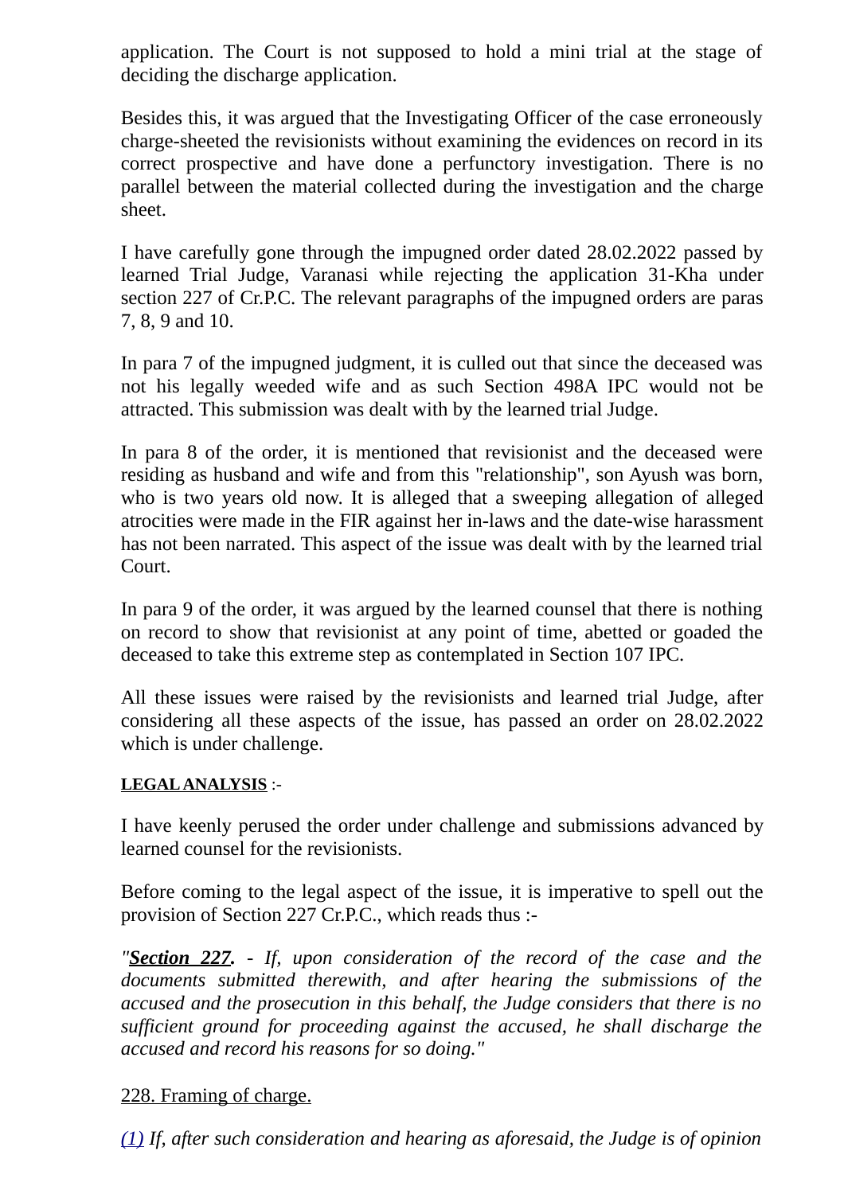application. The Court is not supposed to hold a mini trial at the stage of deciding the discharge application.

Besides this, it was argued that the Investigating Officer of the case erroneously charge-sheeted the revisionists without examining the evidences on record in its correct prospective and have done a perfunctory investigation. There is no parallel between the material collected during the investigation and the charge sheet.

I have carefully gone through the impugned order dated 28.02.2022 passed by learned Trial Judge, Varanasi while rejecting the application 31-Kha under section 227 of Cr.P.C. The relevant paragraphs of the impugned orders are paras 7, 8, 9 and 10.

In para 7 of the impugned judgment, it is culled out that since the deceased was not his legally weeded wife and as such Section 498A IPC would not be attracted. This submission was dealt with by the learned trial Judge.

In para 8 of the order, it is mentioned that revisionist and the deceased were residing as husband and wife and from this "relationship", son Ayush was born, who is two years old now. It is alleged that a sweeping allegation of alleged atrocities were made in the FIR against her in-laws and the date-wise harassment has not been narrated. This aspect of the issue was dealt with by the learned trial Court.

In para 9 of the order, it was argued by the learned counsel that there is nothing on record to show that revisionist at any point of time, abetted or goaded the deceased to take this extreme step as contemplated in Section 107 IPC.

All these issues were raised by the revisionists and learned trial Judge, after considering all these aspects of the issue, has passed an order on 28.02.2022 which is under challenge.

**LEGAL ANALYSIS** :-

I have keenly perused the order under challenge and submissions advanced by learned counsel for the revisionists.

Before coming to the legal aspect of the issue, it is imperative to spell out the provision of Section 227 Cr.P.C., which reads thus :-

*"**Section 227.** - If, upon consideration of the record of the case and the documents submitted therewith, and after hearing the submissions of the accused and the prosecution in this behalf, the Judge considers that there is no sufficient ground for proceeding against the accused, he shall discharge the accused and record his reasons for so doing."*

228. Framing of charge.

(1) *If, after such consideration and hearing as aforesaid, the Judge is of opinion*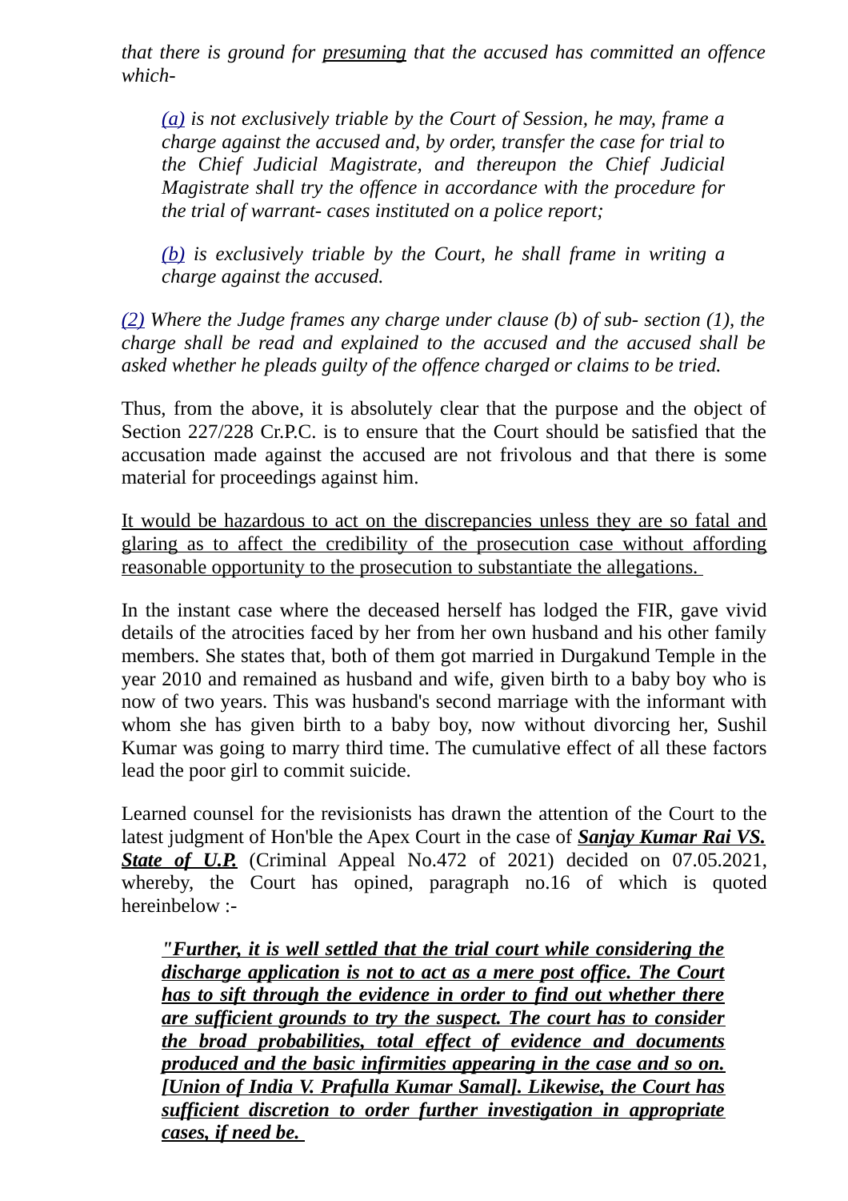*that there is ground for <u>presuming</u> that the accused has committed an offence which-*

> *(a) is not exclusively triable by the Court of Session, he may, frame a charge against the accused and, by order, transfer the case for trial to the Chief Judicial Magistrate, and thereupon the Chief Judicial Magistrate shall try the offence in accordance with the procedure for the trial of warrant- cases instituted on a police report;*
>
> *(b) is exclusively triable by the Court, he shall frame in writing a charge against the accused.*

*(2) Where the Judge frames any charge under clause (b) of sub- section (1), the charge shall be read and explained to the accused and the accused shall be asked whether he pleads guilty of the offence charged or claims to be tried.*

Thus, from the above, it is absolutely clear that the purpose and the object of Section 227/228 Cr.P.C. is to ensure that the Court should be satisfied that the accusation made against the accused are not frivolous and that there is some material for proceedings against him.

<u>It would be hazardous to act on the discrepancies unless they are so fatal and glaring as to affect the credibility of the prosecution case without affording reasonable opportunity to the prosecution to substantiate the allegations.</u>

In the instant case where the deceased herself has lodged the FIR, gave vivid details of the atrocities faced by her from her own husband and his other family members. She states that, both of them got married in Durgakund Temple in the year 2010 and remained as husband and wife, given birth to a baby boy who is now of two years. This was husband's second marriage with the informant with whom she has given birth to a baby boy, now without divorcing her, Sushil Kumar was going to marry third time. The cumulative effect of all these factors lead the poor girl to commit suicide.

Learned counsel for the revisionists has drawn the attention of the Court to the latest judgment of Hon'ble the Apex Court in the case of ***<u>Sanjay Kumar Rai VS. State of U.P.</u>*** (Criminal Appeal No.472 of 2021) decided on 07.05.2021, whereby, the Court has opined, paragraph no.16 of which is quoted hereinbelow :-

> ***<u>"Further, it is well settled that the trial court while considering the discharge application is not to act as a mere post office. The Court has to sift through the evidence in order to find out whether there are sufficient grounds to try the suspect. The court has to consider the broad probabilities, total effect of evidence and documents produced and the basic infirmities appearing in the case and so on. [Union of India V. Prafulla Kumar Samal]. Likewise, the Court has sufficient discretion to order further investigation in appropriate cases, if need be.</u>***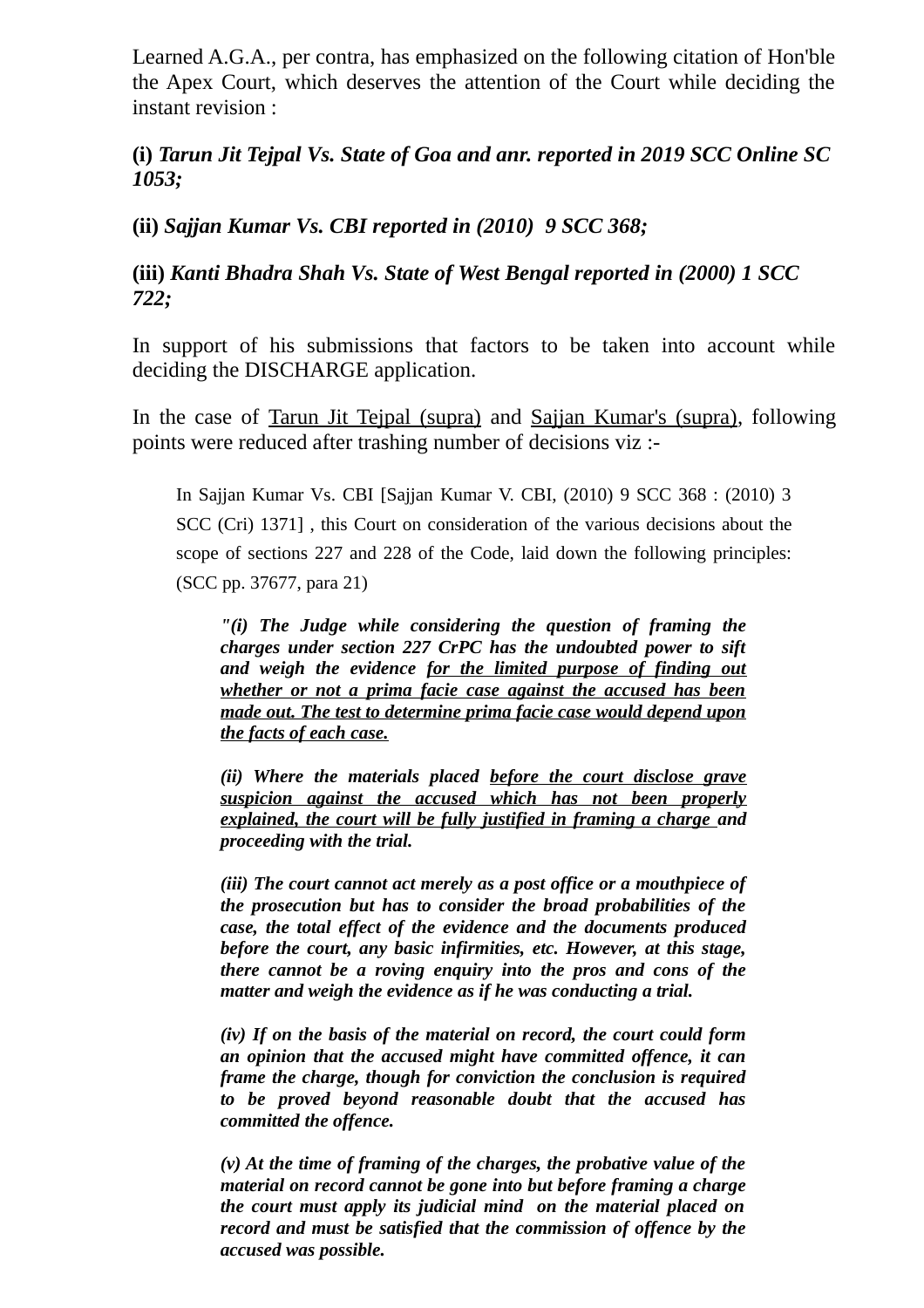Learned A.G.A., per contra, has emphasized on the following citation of Hon'ble the Apex Court, which deserves the attention of the Court while deciding the instant revision :

**(i)** ***Tarun Jit Tejpal Vs. State of Goa and anr. reported in 2019 SCC Online SC 1053;***

**(ii)** ***Sajjan Kumar Vs. CBI reported in (2010) 9 SCC 368;***

**(iii)** ***Kanti Bhadra Shah Vs. State of West Bengal reported in (2000) 1 SCC 722;***

In support of his submissions that factors to be taken into account while deciding the DISCHARGE application.

In the case of Tarun Jit Tejpal (supra) and Sajjan Kumar's (supra), following points were reduced after trashing number of decisions viz :-

> In Sajjan Kumar Vs. CBI [Sajjan Kumar V. CBI, (2010) 9 SCC 368 : (2010) 3 SCC (Cri) 1371] , this Court on consideration of the various decisions about the scope of sections 227 and 228 of the Code, laid down the following principles: (SCC pp. 37677, para 21)
>
> > ***"(i) The Judge while considering the question of framing the charges under section 227 CrPC has the undoubted power to sift and weigh the evidence for the limited purpose of finding out whether or not a prima facie case against the accused has been made out. The test to determine prima facie case would depend upon the facts of each case.***
> >
> > ***(ii) Where the materials placed before the court disclose grave suspicion against the accused which has not been properly explained, the court will be fully justified in framing a charge and proceeding with the trial.***
> >
> > ***(iii) The court cannot act merely as a post office or a mouthpiece of the prosecution but has to consider the broad probabilities of the case, the total effect of the evidence and the documents produced before the court, any basic infirmities, etc. However, at this stage, there cannot be a roving enquiry into the pros and cons of the matter and weigh the evidence as if he was conducting a trial.***
> >
> > ***(iv) If on the basis of the material on record, the court could form an opinion that the accused might have committed offence, it can frame the charge, though for conviction the conclusion is required to be proved beyond reasonable doubt that the accused has committed the offence.***
> >
> > ***(v) At the time of framing of the charges, the probative value of the material on record cannot be gone into but before framing a charge the court must apply its judicial mind on the material placed on record and must be satisfied that the commission of offence by the accused was possible.***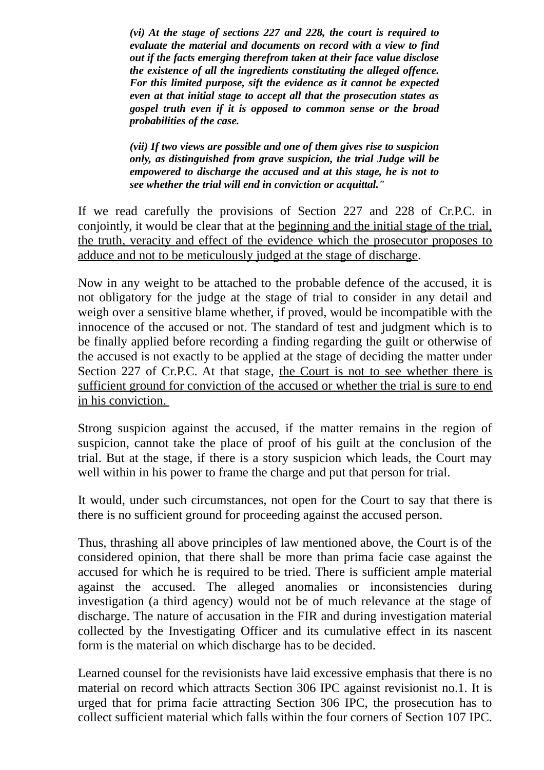> ***(vi) At the stage of sections 227 and 228, the court is required to evaluate the material and documents on record with a view to find out if the facts emerging therefrom taken at their face value disclose the existence of all the ingredients constituting the alleged offence. For this limited purpose, sift the evidence as it cannot be expected even at that initial stage to accept all that the prosecution states as gospel truth even if it is opposed to common sense or the broad probabilities of the case.***
>
> ***(vii) If two views are possible and one of them gives rise to suspicion only, as distinguished from grave suspicion, the trial Judge will be empowered to discharge the accused and at this stage, he is not to see whether the trial will end in conviction or acquittal."***

If we read carefully the provisions of Section 227 and 228 of Cr.P.C. in conjointly, it would be clear that at the beginning and the initial stage of the trial, the truth, veracity and effect of the evidence which the prosecutor proposes to adduce and not to be meticulously judged at the stage of discharge.

Now in any weight to be attached to the probable defence of the accused, it is not obligatory for the judge at the stage of trial to consider in any detail and weigh over a sensitive blame whether, if proved, would be incompatible with the innocence of the accused or not. The standard of test and judgment which is to be finally applied before recording a finding regarding the guilt or otherwise of the accused is not exactly to be applied at the stage of deciding the matter under Section 227 of Cr.P.C. At that stage, the Court is not to see whether there is sufficient ground for conviction of the accused or whether the trial is sure to end in his conviction.

Strong suspicion against the accused, if the matter remains in the region of suspicion, cannot take the place of proof of his guilt at the conclusion of the trial. But at the stage, if there is a story suspicion which leads, the Court may well within in his power to frame the charge and put that person for trial.

It would, under such circumstances, not open for the Court to say that there is there is no sufficient ground for proceeding against the accused person.

Thus, thrashing all above principles of law mentioned above, the Court is of the considered opinion, that there shall be more than prima facie case against the accused for which he is required to be tried. There is sufficient ample material against the accused. The alleged anomalies or inconsistencies during investigation (a third agency) would not be of much relevance at the stage of discharge. The nature of accusation in the FIR and during investigation material collected by the Investigating Officer and its cumulative effect in its nascent form is the material on which discharge has to be decided.

Learned counsel for the revisionists have laid excessive emphasis that there is no material on record which attracts Section 306 IPC against revisionist no.1. It is urged that for prima facie attracting Section 306 IPC, the prosecution has to collect sufficient material which falls within the four corners of Section 107 IPC.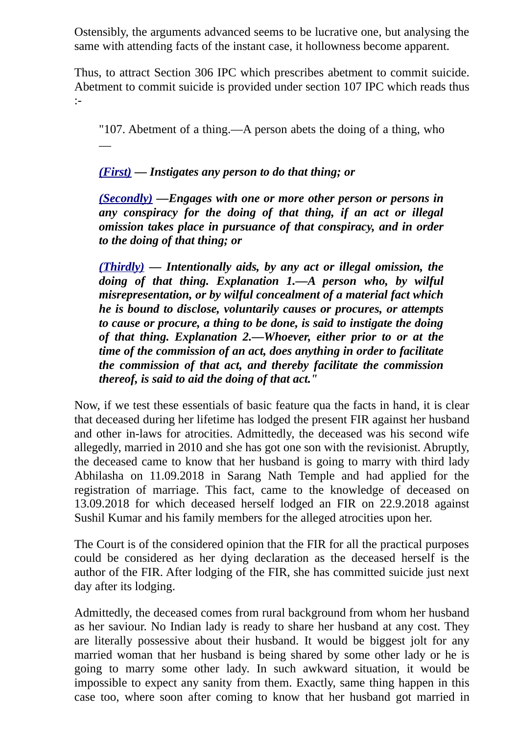Ostensibly, the arguments advanced seems to be lucrative one, but analysing the same with attending facts of the instant case, it hollowness become apparent.

Thus, to attract Section 306 IPC which prescribes abetment to commit suicide. Abetment to commit suicide is provided under section 107 IPC which reads thus :-

> "107. Abetment of a thing.—A person abets the doing of a thing, who —
>
> ***(First) — Instigates any person to do that thing; or***
>
> ***(Secondly) —Engages with one or more other person or persons in any conspiracy for the doing of that thing, if an act or illegal omission takes place in pursuance of that conspiracy, and in order to the doing of that thing; or***
>
> ***(Thirdly) — Intentionally aids, by any act or illegal omission, the doing of that thing. Explanation 1.—A person who, by wilful misrepresentation, or by wilful concealment of a material fact which he is bound to disclose, voluntarily causes or procures, or attempts to cause or procure, a thing to be done, is said to instigate the doing of that thing. Explanation 2.—Whoever, either prior to or at the time of the commission of an act, does anything in order to facilitate the commission of that act, and thereby facilitate the commission thereof, is said to aid the doing of that act."***

Now, if we test these essentials of basic feature qua the facts in hand, it is clear that deceased during her lifetime has lodged the present FIR against her husband and other in-laws for atrocities. Admittedly, the deceased was his second wife allegedly, married in 2010 and she has got one son with the revisionist. Abruptly, the deceased came to know that her husband is going to marry with third lady Abhilasha on 11.09.2018 in Sarang Nath Temple and had applied for the registration of marriage. This fact, came to the knowledge of deceased on 13.09.2018 for which deceased herself lodged an FIR on 22.9.2018 against Sushil Kumar and his family members for the alleged atrocities upon her.

The Court is of the considered opinion that the FIR for all the practical purposes could be considered as her dying declaration as the deceased herself is the author of the FIR. After lodging of the FIR, she has committed suicide just next day after its lodging.

Admittedly, the deceased comes from rural background from whom her husband as her saviour. No Indian lady is ready to share her husband at any cost. They are literally possessive about their husband. It would be biggest jolt for any married woman that her husband is being shared by some other lady or he is going to marry some other lady. In such awkward situation, it would be impossible to expect any sanity from them. Exactly, same thing happen in this case too, where soon after coming to know that her husband got married in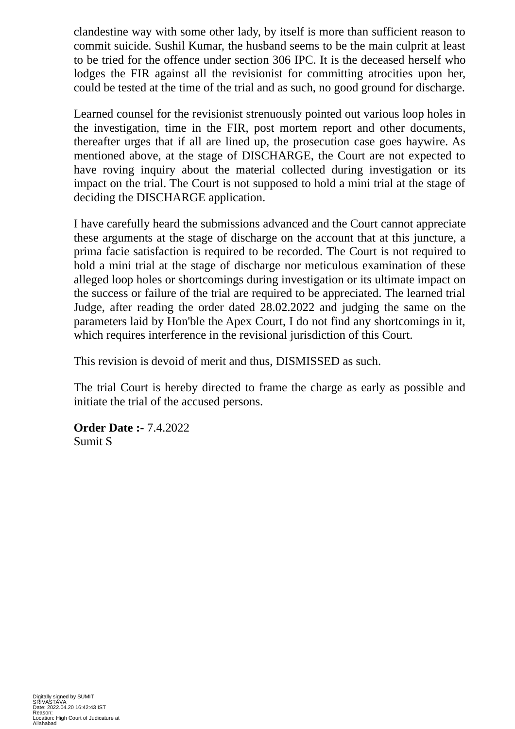clandestine way with some other lady, by itself is more than sufficient reason to commit suicide. Sushil Kumar, the husband seems to be the main culprit at least to be tried for the offence under section 306 IPC. It is the deceased herself who lodges the FIR against all the revisionist for committing atrocities upon her, could be tested at the time of the trial and as such, no good ground for discharge.

Learned counsel for the revisionist strenuously pointed out various loop holes in the investigation, time in the FIR, post mortem report and other documents, thereafter urges that if all are lined up, the prosecution case goes haywire. As mentioned above, at the stage of DISCHARGE, the Court are not expected to have roving inquiry about the material collected during investigation or its impact on the trial. The Court is not supposed to hold a mini trial at the stage of deciding the DISCHARGE application.

I have carefully heard the submissions advanced and the Court cannot appreciate these arguments at the stage of discharge on the account that at this juncture, a prima facie satisfaction is required to be recorded. The Court is not required to hold a mini trial at the stage of discharge nor meticulous examination of these alleged loop holes or shortcomings during investigation or its ultimate impact on the success or failure of the trial are required to be appreciated. The learned trial Judge, after reading the order dated 28.02.2022 and judging the same on the parameters laid by Hon'ble the Apex Court, I do not find any shortcomings in it, which requires interference in the revisional jurisdiction of this Court.

This revision is devoid of merit and thus, DISMISSED as such.

The trial Court is hereby directed to frame the charge as early as possible and initiate the trial of the accused persons.

**Order Date :-** 7.4.2022
Sumit S

Digitally signed by SUMIT SRIVASTAVA
Date: 2022.04.20 16:42:43 IST
Reason:
Location: High Court of Judicature at Allahabad